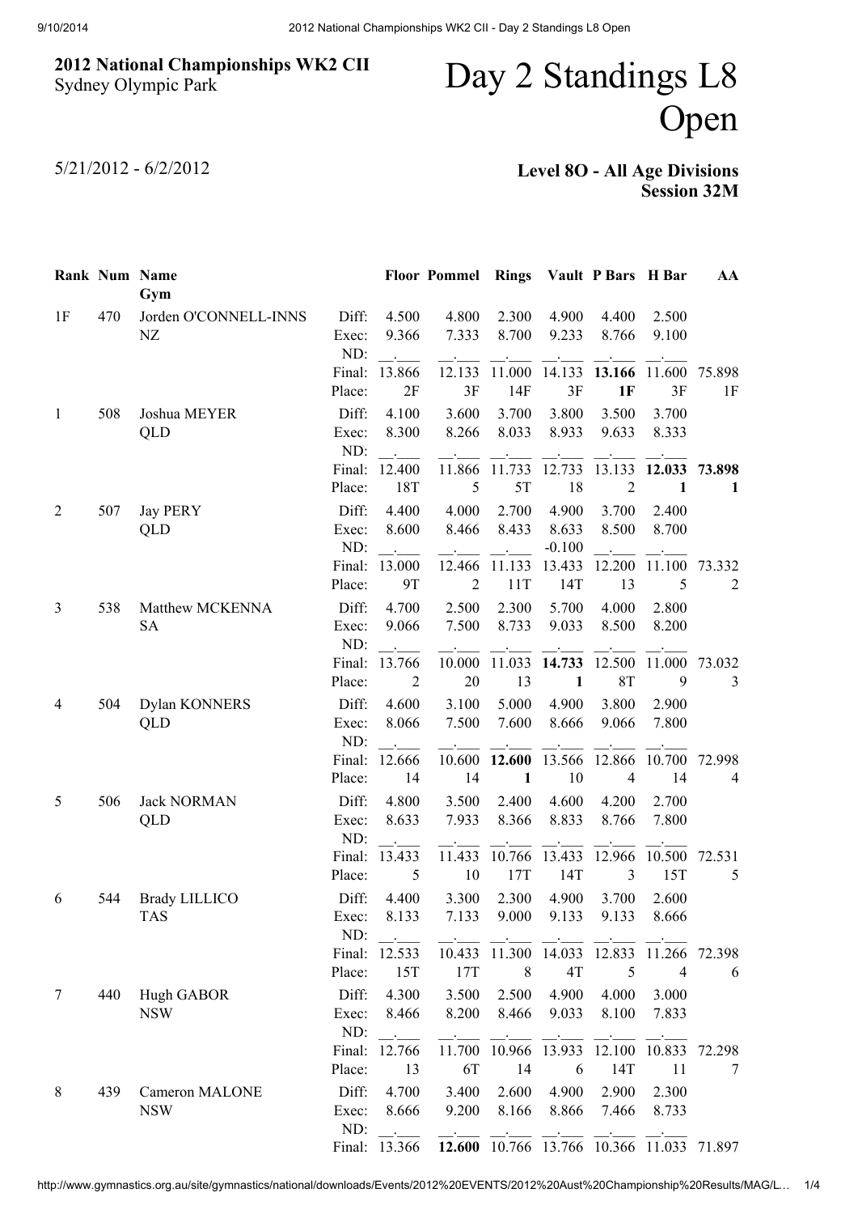# 2012 National Championships WK2 CII
Sydney Olympic Park

# Day 2 Standings L8 Open

5/21/2012 - 6/2/2012

**Level 8O - All Age Divisions**
**Session 32M**

| Rank | Num | Name / Gym | | Floor | Pommel | Rings | Vault | P Bars | H Bar | AA |
|---|---|---|---|---|---|---|---|---|---|---|
| 1F | 470 | Jorden O'CONNELL-INNS | Diff: | 4.500 | 4.800 | 2.300 | 4.900 | 4.400 | 2.500 | |
| | | NZ | Exec: | 9.366 | 7.333 | 8.700 | 9.233 | 8.766 | 9.100 | |
| | | | ND: | __.___ | __.___ | __.___ | __.___ | __.___ | __.___ | |
| | | | Final: | 13.866 | 12.133 | 11.000 | 14.133 | **13.166** | 11.600 | 75.898 |
| | | | Place: | 2F | 3F | 14F | 3F | **1F** | 3F | 1F |
| 1 | 508 | Joshua MEYER | Diff: | 4.100 | 3.600 | 3.700 | 3.800 | 3.500 | 3.700 | |
| | | QLD | Exec: | 8.300 | 8.266 | 8.033 | 8.933 | 9.633 | 8.333 | |
| | | | ND: | __.___ | __.___ | __.___ | __.___ | __.___ | __.___ | |
| | | | Final: | 12.400 | 11.866 | 11.733 | 12.733 | 13.133 | **12.033** | **73.898** |
| | | | Place: | 18T | 5 | 5T | 18 | 2 | **1** | **1** |
| 2 | 507 | Jay PERY | Diff: | 4.400 | 4.000 | 2.700 | 4.900 | 3.700 | 2.400 | |
| | | QLD | Exec: | 8.600 | 8.466 | 8.433 | 8.633 | 8.500 | 8.700 | |
| | | | ND: | __.___ | __.___ | __.___ | -0.100 | __.___ | __.___ | |
| | | | Final: | 13.000 | 12.466 | 11.133 | 13.433 | 12.200 | 11.100 | 73.332 |
| | | | Place: | 9T | 2 | 11T | 14T | 13 | 5 | 2 |
| 3 | 538 | Matthew MCKENNA | Diff: | 4.700 | 2.500 | 2.300 | 5.700 | 4.000 | 2.800 | |
| | | SA | Exec: | 9.066 | 7.500 | 8.733 | 9.033 | 8.500 | 8.200 | |
| | | | ND: | __.___ | __.___ | __.___ | __.___ | __.___ | __.___ | |
| | | | Final: | 13.766 | 10.000 | 11.033 | **14.733** | 12.500 | 11.000 | 73.032 |
| | | | Place: | 2 | 20 | 13 | **1** | 8T | 9 | 3 |
| 4 | 504 | Dylan KONNERS | Diff: | 4.600 | 3.100 | 5.000 | 4.900 | 3.800 | 2.900 | |
| | | QLD | Exec: | 8.066 | 7.500 | 7.600 | 8.666 | 9.066 | 7.800 | |
| | | | ND: | __.___ | __.___ | __.___ | __.___ | __.___ | __.___ | |
| | | | Final: | 12.666 | 10.600 | **12.600** | 13.566 | 12.866 | 10.700 | 72.998 |
| | | | Place: | 14 | 14 | **1** | 10 | 4 | 14 | 4 |
| 5 | 506 | Jack NORMAN | Diff: | 4.800 | 3.500 | 2.400 | 4.600 | 4.200 | 2.700 | |
| | | QLD | Exec: | 8.633 | 7.933 | 8.366 | 8.833 | 8.766 | 7.800 | |
| | | | ND: | __.___ | __.___ | __.___ | __.___ | __.___ | __.___ | |
| | | | Final: | 13.433 | 11.433 | 10.766 | 13.433 | 12.966 | 10.500 | 72.531 |
| | | | Place: | 5 | 10 | 17T | 14T | 3 | 15T | 5 |
| 6 | 544 | Brady LILLICO | Diff: | 4.400 | 3.300 | 2.300 | 4.900 | 3.700 | 2.600 | |
| | | TAS | Exec: | 8.133 | 7.133 | 9.000 | 9.133 | 9.133 | 8.666 | |
| | | | ND: | __.___ | __.___ | __.___ | __.___ | __.___ | __.___ | |
| | | | Final: | 12.533 | 10.433 | 11.300 | 14.033 | 12.833 | 11.266 | 72.398 |
| | | | Place: | 15T | 17T | 8 | 4T | 5 | 4 | 6 |
| 7 | 440 | Hugh GABOR | Diff: | 4.300 | 3.500 | 2.500 | 4.900 | 4.000 | 3.000 | |
| | | NSW | Exec: | 8.466 | 8.200 | 8.466 | 9.033 | 8.100 | 7.833 | |
| | | | ND: | __.___ | __.___ | __.___ | __.___ | __.___ | __.___ | |
| | | | Final: | 12.766 | 11.700 | 10.966 | 13.933 | 12.100 | 10.833 | 72.298 |
| | | | Place: | 13 | 6T | 14 | 6 | 14T | 11 | 7 |
| 8 | 439 | Cameron MALONE | Diff: | 4.700 | 3.400 | 2.600 | 4.900 | 2.900 | 2.300 | |
| | | NSW | Exec: | 8.666 | 9.200 | 8.166 | 8.866 | 7.466 | 8.733 | |
| | | | ND: | __.___ | __.___ | __.___ | __.___ | __.___ | __.___ | |
| | | | Final: | 13.366 | **12.600** | 10.766 | 13.766 | 10.366 | 11.033 | 71.897 |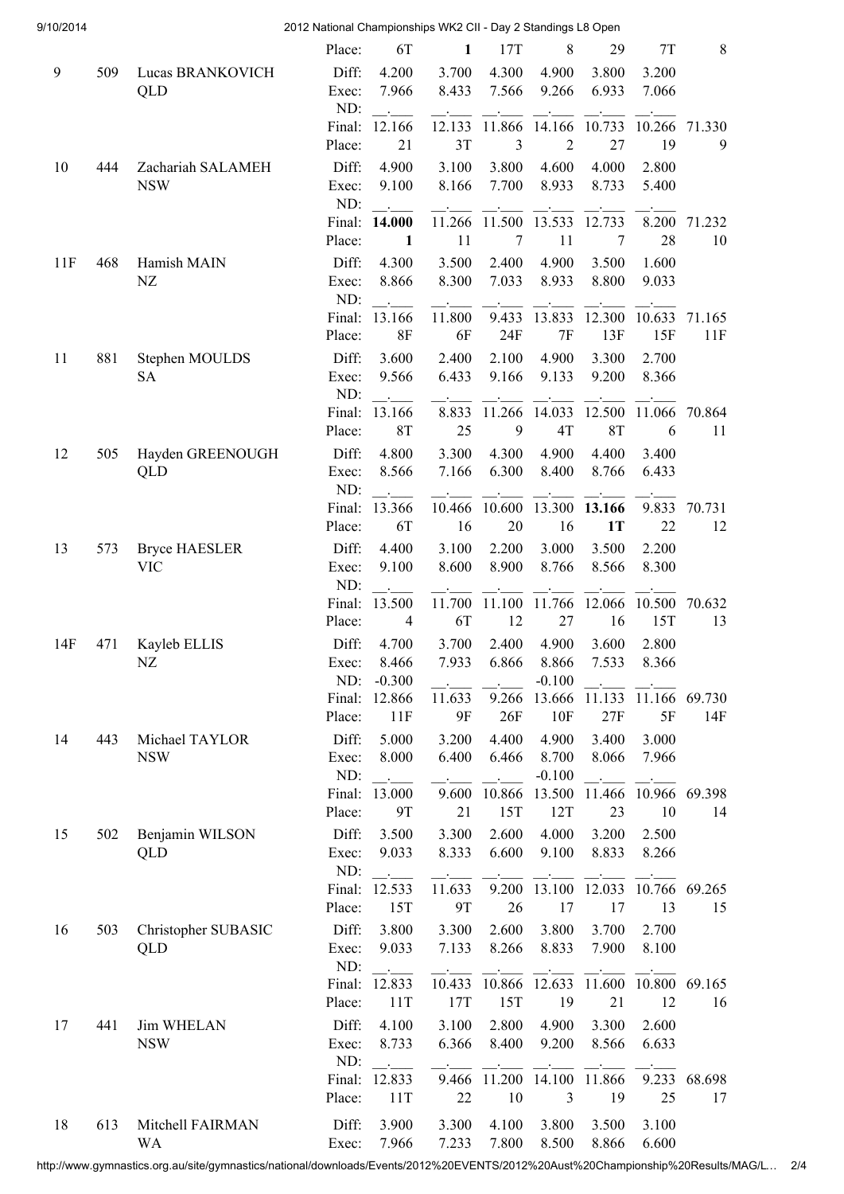| Rank | No. | Name | | | | | | | | | Total |
|---|---|---|---|---|---|---|---|---|---|---|---|
| | | | Place: | 6T | **1** | 17T | 8 | 29 | 7T | 8 |
| 9 | 509 | Lucas BRANKOVICH QLD | Diff: | 4.200 | 3.700 | 4.300 | 4.900 | 3.800 | 3.200 | |
| | | | Exec: | 7.966 | 8.433 | 7.566 | 9.266 | 6.933 | 7.066 | |
| | | | ND: | __.___ | __.___ | __.___ | __.___ | __.___ | __.___ | |
| | | | Final: | 12.166 | 12.133 | 11.866 | 14.166 | 10.733 | 10.266 | 71.330 |
| | | | Place: | 21 | 3T | 3 | 2 | 27 | 19 | 9 |
| 10 | 444 | Zachariah SALAMEH NSW | Diff: | 4.900 | 3.100 | 3.800 | 4.600 | 4.000 | 2.800 | |
| | | | Exec: | 9.100 | 8.166 | 7.700 | 8.933 | 8.733 | 5.400 | |
| | | | ND: | __.___ | __.___ | __.___ | __.___ | __.___ | __.___ | |
| | | | Final: | **14.000** | 11.266 | 11.500 | 13.533 | 12.733 | 8.200 | 71.232 |
| | | | Place: | **1** | 11 | 7 | 11 | 7 | 28 | 10 |
| 11F | 468 | Hamish MAIN NZ | Diff: | 4.300 | 3.500 | 2.400 | 4.900 | 3.500 | 1.600 | |
| | | | Exec: | 8.866 | 8.300 | 7.033 | 8.933 | 8.800 | 9.033 | |
| | | | ND: | __.___ | __.___ | __.___ | __.___ | __.___ | __.___ | |
| | | | Final: | 13.166 | 11.800 | 9.433 | 13.833 | 12.300 | 10.633 | 71.165 |
| | | | Place: | 8F | 6F | 24F | 7F | 13F | 15F | 11F |
| 11 | 881 | Stephen MOULDS SA | Diff: | 3.600 | 2.400 | 2.100 | 4.900 | 3.300 | 2.700 | |
| | | | Exec: | 9.566 | 6.433 | 9.166 | 9.133 | 9.200 | 8.366 | |
| | | | ND: | __.___ | __.___ | __.___ | __.___ | __.___ | __.___ | |
| | | | Final: | 13.166 | 8.833 | 11.266 | 14.033 | 12.500 | 11.066 | 70.864 |
| | | | Place: | 8T | 25 | 9 | 4T | 8T | 6 | 11 |
| 12 | 505 | Hayden GREENOUGH QLD | Diff: | 4.800 | 3.300 | 4.300 | 4.900 | 4.400 | 3.400 | |
| | | | Exec: | 8.566 | 7.166 | 6.300 | 8.400 | 8.766 | 6.433 | |
| | | | ND: | __.___ | __.___ | __.___ | __.___ | __.___ | __.___ | |
| | | | Final: | 13.366 | 10.466 | 10.600 | 13.300 | **13.166** | 9.833 | 70.731 |
| | | | Place: | 6T | 16 | 20 | 16 | **1T** | 22 | 12 |
| 13 | 573 | Bryce HAESLER VIC | Diff: | 4.400 | 3.100 | 2.200 | 3.000 | 3.500 | 2.200 | |
| | | | Exec: | 9.100 | 8.600 | 8.900 | 8.766 | 8.566 | 8.300 | |
| | | | ND: | __.___ | __.___ | __.___ | __.___ | __.___ | __.___ | |
| | | | Final: | 13.500 | 11.700 | 11.100 | 11.766 | 12.066 | 10.500 | 70.632 |
| | | | Place: | 4 | 6T | 12 | 27 | 16 | 15T | 13 |
| 14F | 471 | Kayleb ELLIS NZ | Diff: | 4.700 | 3.700 | 2.400 | 4.900 | 3.600 | 2.800 | |
| | | | Exec: | 8.466 | 7.933 | 6.866 | 8.866 | 7.533 | 8.366 | |
| | | | ND: | -0.300 | __.___ | __.___ | -0.100 | __.___ | __.___ | |
| | | | Final: | 12.866 | 11.633 | 9.266 | 13.666 | 11.133 | 11.166 | 69.730 |
| | | | Place: | 11F | 9F | 26F | 10F | 27F | 5F | 14F |
| 14 | 443 | Michael TAYLOR NSW | Diff: | 5.000 | 3.200 | 4.400 | 4.900 | 3.400 | 3.000 | |
| | | | Exec: | 8.000 | 6.400 | 6.466 | 8.700 | 8.066 | 7.966 | |
| | | | ND: | __.___ | __.___ | __.___ | -0.100 | __.___ | __.___ | |
| | | | Final: | 13.000 | 9.600 | 10.866 | 13.500 | 11.466 | 10.966 | 69.398 |
| | | | Place: | 9T | 21 | 15T | 12T | 23 | 10 | 14 |
| 15 | 502 | Benjamin WILSON QLD | Diff: | 3.500 | 3.300 | 2.600 | 4.000 | 3.200 | 2.500 | |
| | | | Exec: | 9.033 | 8.333 | 6.600 | 9.100 | 8.833 | 8.266 | |
| | | | ND: | __.___ | __.___ | __.___ | __.___ | __.___ | __.___ | |
| | | | Final: | 12.533 | 11.633 | 9.200 | 13.100 | 12.033 | 10.766 | 69.265 |
| | | | Place: | 15T | 9T | 26 | 17 | 17 | 13 | 15 |
| 16 | 503 | Christopher SUBASIC QLD | Diff: | 3.800 | 3.300 | 2.600 | 3.800 | 3.700 | 2.700 | |
| | | | Exec: | 9.033 | 7.133 | 8.266 | 8.833 | 7.900 | 8.100 | |
| | | | ND: | __.___ | __.___ | __.___ | __.___ | __.___ | __.___ | |
| | | | Final: | 12.833 | 10.433 | 10.866 | 12.633 | 11.600 | 10.800 | 69.165 |
| | | | Place: | 11T | 17T | 15T | 19 | 21 | 12 | 16 |
| 17 | 441 | Jim WHELAN NSW | Diff: | 4.100 | 3.100 | 2.800 | 4.900 | 3.300 | 2.600 | |
| | | | Exec: | 8.733 | 6.366 | 8.400 | 9.200 | 8.566 | 6.633 | |
| | | | ND: | __.___ | __.___ | __.___ | __.___ | __.___ | __.___ | |
| | | | Final: | 12.833 | 9.466 | 11.200 | 14.100 | 11.866 | 9.233 | 68.698 |
| | | | Place: | 11T | 22 | 10 | 3 | 19 | 25 | 17 |
| 18 | 613 | Mitchell FAIRMAN WA | Diff: | 3.900 | 3.300 | 4.100 | 3.800 | 3.500 | 3.100 | |
| | | | Exec: | 7.966 | 7.233 | 7.800 | 8.500 | 8.866 | 6.600 | |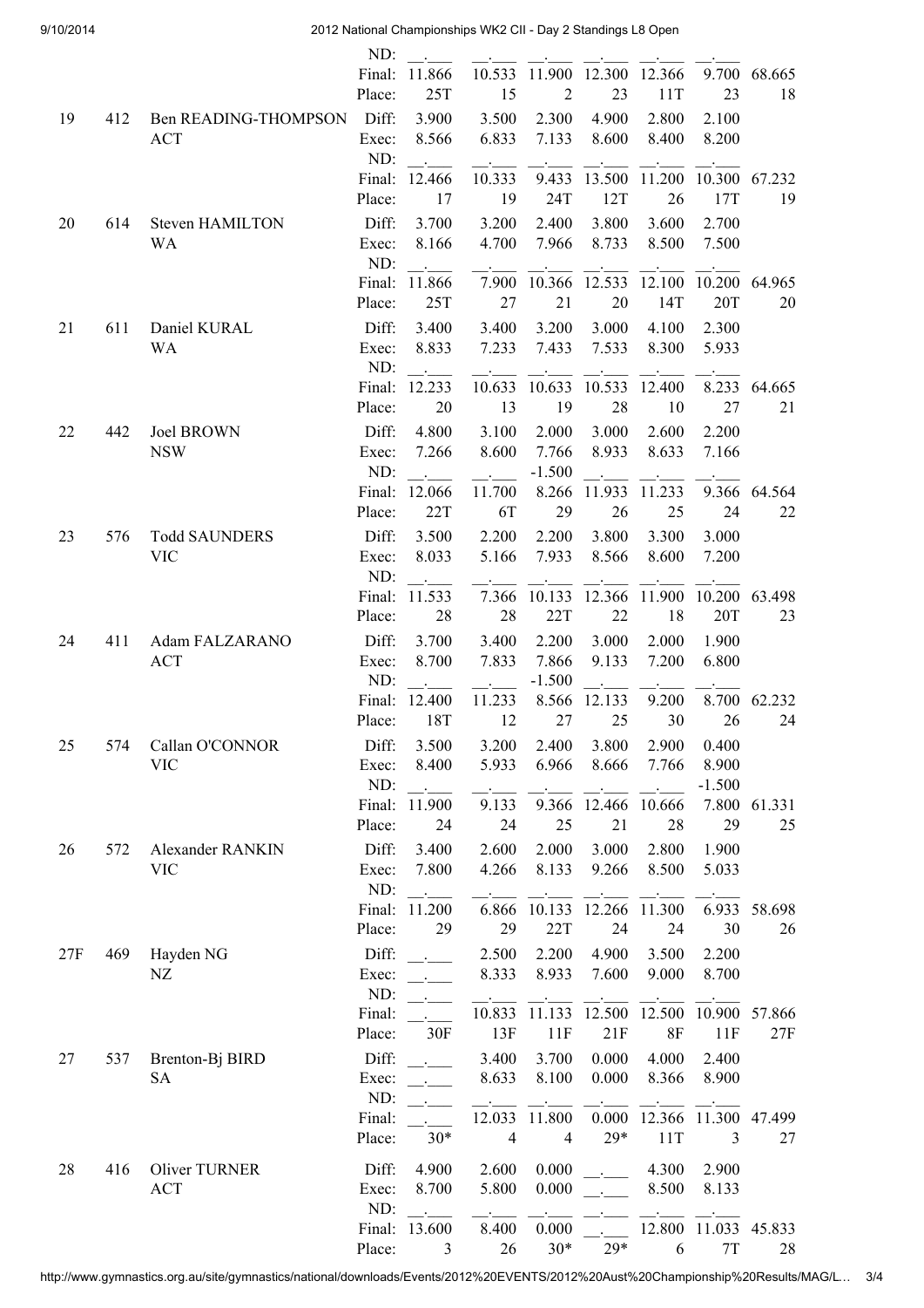| Rank | No. | Name | | | | | | | | | Total |
|---|---|---|---|---|---|---|---|---|---|---|---|
| | | | ND: | __.___ | __.___ | __.___ | __.___ | __.___ | __.___ | |
| | | | Final: | 11.866 | 10.533 | 11.900 | 12.300 | 12.366 | 9.700 | 68.665 |
| | | | Place: | 25T | 15 | 2 | 23 | 11T | 23 | 18 |
| 19 | 412 | Ben READING-THOMPSON ACT | Diff: | 3.900 | 3.500 | 2.300 | 4.900 | 2.800 | 2.100 | |
| | | | Exec: | 8.566 | 6.833 | 7.133 | 8.600 | 8.400 | 8.200 | |
| | | | ND: | __.___ | __.___ | __.___ | __.___ | __.___ | __.___ | |
| | | | Final: | 12.466 | 10.333 | 9.433 | 13.500 | 11.200 | 10.300 | 67.232 |
| | | | Place: | 17 | 19 | 24T | 12T | 26 | 17T | 19 |
| 20 | 614 | Steven HAMILTON WA | Diff: | 3.700 | 3.200 | 2.400 | 3.800 | 3.600 | 2.700 | |
| | | | Exec: | 8.166 | 4.700 | 7.966 | 8.733 | 8.500 | 7.500 | |
| | | | ND: | __.___ | __.___ | __.___ | __.___ | __.___ | __.___ | |
| | | | Final: | 11.866 | 7.900 | 10.366 | 12.533 | 12.100 | 10.200 | 64.965 |
| | | | Place: | 25T | 27 | 21 | 20 | 14T | 20T | 20 |
| 21 | 611 | Daniel KURAL WA | Diff: | 3.400 | 3.400 | 3.200 | 3.000 | 4.100 | 2.300 | |
| | | | Exec: | 8.833 | 7.233 | 7.433 | 7.533 | 8.300 | 5.933 | |
| | | | ND: | __.___ | __.___ | __.___ | __.___ | __.___ | __.___ | |
| | | | Final: | 12.233 | 10.633 | 10.633 | 10.533 | 12.400 | 8.233 | 64.665 |
| | | | Place: | 20 | 13 | 19 | 28 | 10 | 27 | 21 |
| 22 | 442 | Joel BROWN NSW | Diff: | 4.800 | 3.100 | 2.000 | 3.000 | 2.600 | 2.200 | |
| | | | Exec: | 7.266 | 8.600 | 7.766 | 8.933 | 8.633 | 7.166 | |
| | | | ND: | __.___ | __.___ | -1.500 | __.___ | __.___ | __.___ | |
| | | | Final: | 12.066 | 11.700 | 8.266 | 11.933 | 11.233 | 9.366 | 64.564 |
| | | | Place: | 22T | 6T | 29 | 26 | 25 | 24 | 22 |
| 23 | 576 | Todd SAUNDERS VIC | Diff: | 3.500 | 2.200 | 2.200 | 3.800 | 3.300 | 3.000 | |
| | | | Exec: | 8.033 | 5.166 | 7.933 | 8.566 | 8.600 | 7.200 | |
| | | | ND: | __.___ | __.___ | __.___ | __.___ | __.___ | __.___ | |
| | | | Final: | 11.533 | 7.366 | 10.133 | 12.366 | 11.900 | 10.200 | 63.498 |
| | | | Place: | 28 | 28 | 22T | 22 | 18 | 20T | 23 |
| 24 | 411 | Adam FALZARANO ACT | Diff: | 3.700 | 3.400 | 2.200 | 3.000 | 2.000 | 1.900 | |
| | | | Exec: | 8.700 | 7.833 | 7.866 | 9.133 | 7.200 | 6.800 | |
| | | | ND: | __.___ | __.___ | -1.500 | __.___ | __.___ | __.___ | |
| | | | Final: | 12.400 | 11.233 | 8.566 | 12.133 | 9.200 | 8.700 | 62.232 |
| | | | Place: | 18T | 12 | 27 | 25 | 30 | 26 | 24 |
| 25 | 574 | Callan O'CONNOR VIC | Diff: | 3.500 | 3.200 | 2.400 | 3.800 | 2.900 | 0.400 | |
| | | | Exec: | 8.400 | 5.933 | 6.966 | 8.666 | 7.766 | 8.900 | |
| | | | ND: | __.___ | __.___ | __.___ | __.___ | __.___ | -1.500 | |
| | | | Final: | 11.900 | 9.133 | 9.366 | 12.466 | 10.666 | 7.800 | 61.331 |
| | | | Place: | 24 | 24 | 25 | 21 | 28 | 29 | 25 |
| 26 | 572 | Alexander RANKIN VIC | Diff: | 3.400 | 2.600 | 2.000 | 3.000 | 2.800 | 1.900 | |
| | | | Exec: | 7.800 | 4.266 | 8.133 | 9.266 | 8.500 | 5.033 | |
| | | | ND: | __.___ | __.___ | __.___ | __.___ | __.___ | __.___ | |
| | | | Final: | 11.200 | 6.866 | 10.133 | 12.266 | 11.300 | 6.933 | 58.698 |
| | | | Place: | 29 | 29 | 22T | 24 | 24 | 30 | 26 |
| 27F | 469 | Hayden NG NZ | Diff: | __.___ | 2.500 | 2.200 | 4.900 | 3.500 | 2.200 | |
| | | | Exec: | __.___ | 8.333 | 8.933 | 7.600 | 9.000 | 8.700 | |
| | | | ND: | __.___ | __.___ | __.___ | __.___ | __.___ | __.___ | |
| | | | Final: | __.___ | 10.833 | 11.133 | 12.500 | 12.500 | 10.900 | 57.866 |
| | | | Place: | 30F | 13F | 11F | 21F | 8F | 11F | 27F |
| 27 | 537 | Brenton-Bj BIRD SA | Diff: | __.___ | 3.400 | 3.700 | 0.000 | 4.000 | 2.400 | |
| | | | Exec: | __.___ | 8.633 | 8.100 | 0.000 | 8.366 | 8.900 | |
| | | | ND: | __.___ | __.___ | __.___ | __.___ | __.___ | __.___ | |
| | | | Final: | __.___ | 12.033 | 11.800 | 0.000 | 12.366 | 11.300 | 47.499 |
| | | | Place: | 30* | 4 | 4 | 29* | 11T | 3 | 27 |
| 28 | 416 | Oliver TURNER ACT | Diff: | 4.900 | 2.600 | 0.000 | __.___ | 4.300 | 2.900 | |
| | | | Exec: | 8.700 | 5.800 | 0.000 | __.___ | 8.500 | 8.133 | |
| | | | ND: | __.___ | __.___ | __.___ | __.___ | __.___ | __.___ | |
| | | | Final: | 13.600 | 8.400 | 0.000 | __.___ | 12.800 | 11.033 | 45.833 |
| | | | Place: | 3 | 26 | 30* | 29* | 6 | 7T | 28 |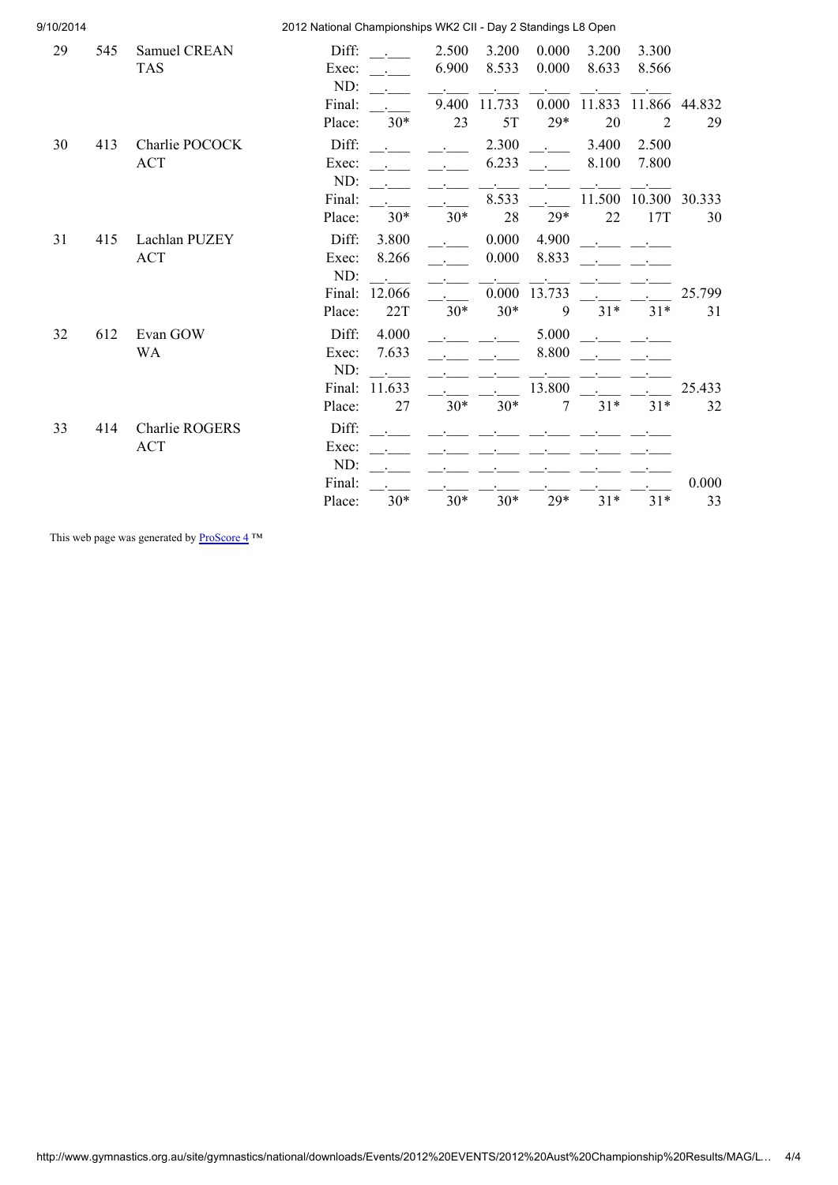| | | | | | | | | | | | |
|---|---|---|---|---|---|---|---|---|---|---|---|
| 29 | 545 | Samuel CREAN | Diff: | __.___ | 2.500 | 3.200 | 0.000 | 3.200 | 3.300 | | |
| | | TAS | Exec: | __.___ | 6.900 | 8.533 | 0.000 | 8.633 | 8.566 | | |
| | | | ND: | __.___ | __.___ | __.___ | __.___ | __.___ | __.___ | | |
| | | | Final: | __.___ | 9.400 | 11.733 | 0.000 | 11.833 | 11.866 | 44.832 | |
| | | | Place: | 30* | 23 | 5T | 29* | 20 | 2 | 29 | |
| 30 | 413 | Charlie POCOCK | Diff: | __.___ | __.___ | 2.300 | __.___ | 3.400 | 2.500 | | |
| | | ACT | Exec: | __.___ | __.___ | 6.233 | __.___ | 8.100 | 7.800 | | |
| | | | ND: | __.___ | __.___ | __.___ | __.___ | __.___ | __.___ | | |
| | | | Final: | __.___ | __.___ | 8.533 | __.___ | 11.500 | 10.300 | 30.333 | |
| | | | Place: | 30* | 30* | 28 | 29* | 22 | 17T | 30 | |
| 31 | 415 | Lachlan PUZEY | Diff: | 3.800 | __.___ | 0.000 | 4.900 | __.___ | __.___ | | |
| | | ACT | Exec: | 8.266 | __.___ | 0.000 | 8.833 | __.___ | __.___ | | |
| | | | ND: | __.___ | __.___ | __.___ | __.___ | __.___ | __.___ | | |
| | | | Final: | 12.066 | __.___ | 0.000 | 13.733 | __.___ | __.___ | 25.799 | |
| | | | Place: | 22T | 30* | 30* | 9 | 31* | 31* | 31 | |
| 32 | 612 | Evan GOW | Diff: | 4.000 | __.___ | __.___ | 5.000 | __.___ | __.___ | | |
| | | WA | Exec: | 7.633 | __.___ | __.___ | 8.800 | __.___ | __.___ | | |
| | | | ND: | __.___ | __.___ | __.___ | __.___ | __.___ | __.___ | | |
| | | | Final: | 11.633 | __.___ | __.___ | 13.800 | __.___ | __.___ | 25.433 | |
| | | | Place: | 27 | 30* | 30* | 7 | 31* | 31* | 32 | |
| 33 | 414 | Charlie ROGERS | Diff: | __.___ | __.___ | __.___ | __.___ | __.___ | __.___ | | |
| | | ACT | Exec: | __.___ | __.___ | __.___ | __.___ | __.___ | __.___ | | |
| | | | ND: | __.___ | __.___ | __.___ | __.___ | __.___ | __.___ | | |
| | | | Final: | __.___ | __.___ | __.___ | __.___ | __.___ | __.___ | 0.000 | |
| | | | Place: | 30* | 30* | 30* | 29* | 31* | 31* | 33 | |

This web page was generated by ProScore 4 ™